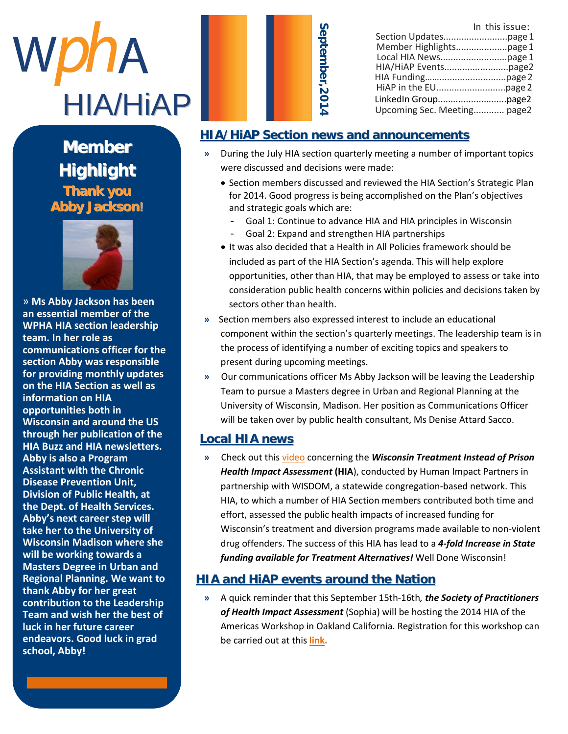# wphA HIA/HiAP

**September, 2014**

In this issue:

- Section Updates.........................page 1
- Member Highlights....................page 1
- Local HIA News..........................page 1
- HIA/HiAP Events.........................page2
- HIA Funding................................page 2
- HiAP in the EU...........................page 2
- LinkedIn Group...........................page2
- Upcoming Sec. Meeting............ page2

## HIA/HiAP Section news and announcements

» During the July HIA section quarterly meeting a number of important topics were discussed and decisions were made:

- Section members discussed and reviewed the HIA Section's Strategic Plan for 2014. Good progress is being accomplished on the Plan's objectives and strategic goals which are:
  - Goal 1: Continue to advance HIA and HIA principles in Wisconsin
  - Goal 2: Expand and strengthen HIA partnerships
- It was also decided that a Health in All Policies framework should be included as part of the HIA Section's agenda. This will help explore opportunities, other than HIA, that may be employed to assess or take into consideration public health concerns within policies and decisions taken by sectors other than health.

» Section members also expressed interest to include an educational component within the section's quarterly meetings. The leadership team is in the process of identifying a number of exciting topics and speakers to present during upcoming meetings.

» Our communications officer Ms Abby Jackson will be leaving the Leadership Team to pursue a Masters degree in Urban and Regional Planning at the University of Wisconsin, Madison. Her position as Communications Officer will be taken over by public health consultant, Ms Denise Attard Sacco.

## Local HIA news

» Check out this video concerning the ***Wisconsin Treatment Instead of Prison Health Impact Assessment*** (**HIA**), conducted by Human Impact Partners in partnership with WISDOM, a statewide congregation-based network. This HIA, to which a number of HIA Section members contributed both time and effort, assessed the public health impacts of increased funding for Wisconsin's treatment and diversion programs made available to non-violent drug offenders. The success of this HIA has lead to a ***4-fold Increase in State funding available for Treatment Alternatives!*** Well Done Wisconsin!

## HIA and HiAP events around the Nation

» A quick reminder that this September 15th-16th*,* ***the Society of Practitioners of Health Impact Assessment*** (Sophia) will be hosting the 2014 HIA of the Americas Workshop in Oakland California. Registration for this workshop can be carried out at this **link.**

## Member Highlight

### Thank you Abby Jackson!

**» Ms Abby Jackson has been an essential member of the WPHA HIA section leadership team. In her role as communications officer for the section Abby was responsible for providing monthly updates on the HIA Section as well as information on HIA opportunities both in Wisconsin and around the US through her publication of the HIA Buzz and HIA newsletters. Abby is also a Program Assistant with the Chronic Disease Prevention Unit, Division of Public Health, at the Dept. of Health Services. Abby's next career step will take her to the University of Wisconsin Madison where she will be working towards a Masters Degree in Urban and Regional Planning. We want to thank Abby for her great contribution to the Leadership Team and wish her the best of luck in her future career endeavors. Good luck in grad school, Abby!**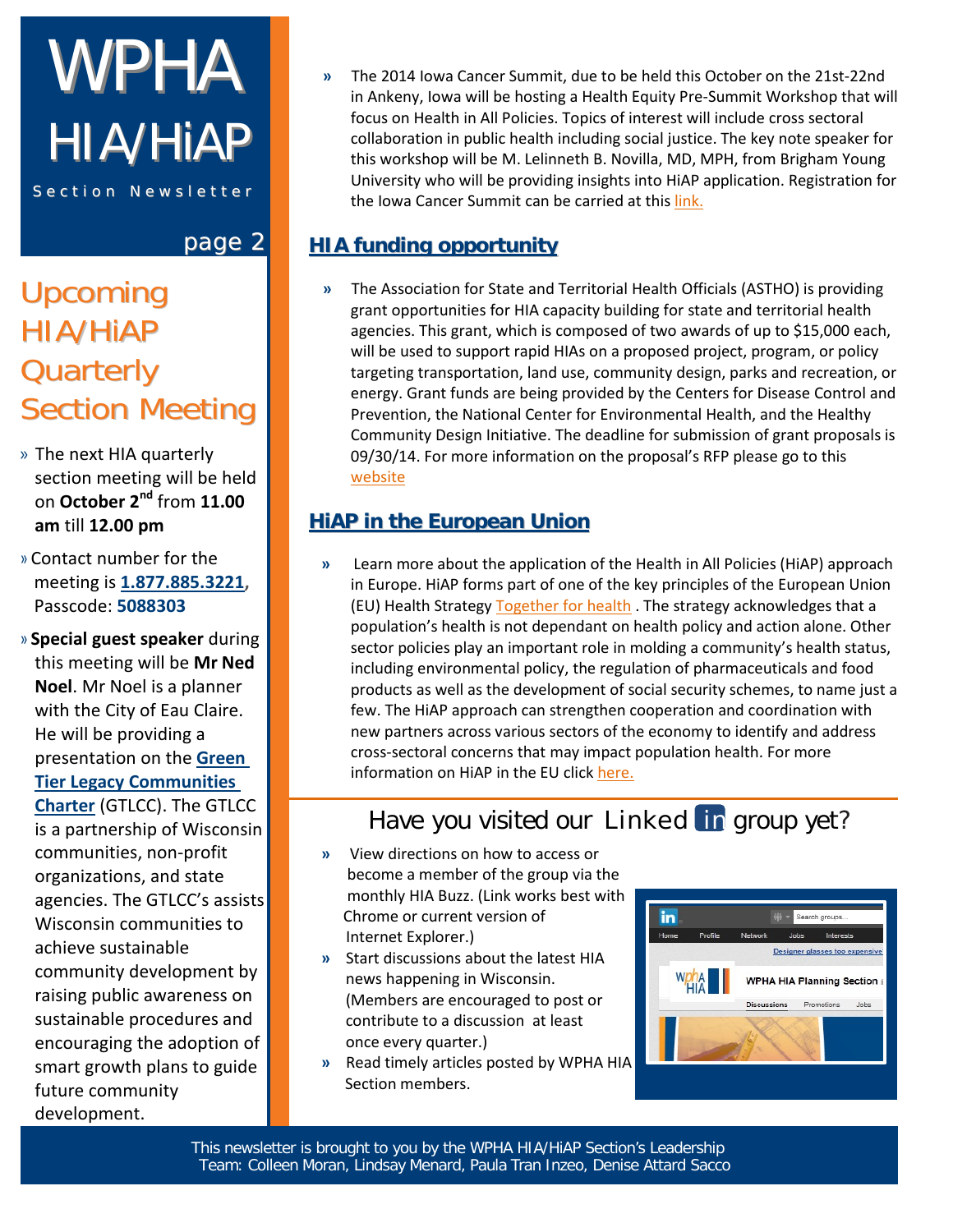# WPHA HIA/HiAP

Section Newsletter

## Upcoming HIA/HiAP Quarterly Section Meeting

- The next HIA quarterly section meeting will be held on **October 2nd** from **11.00 am** till **12.00 pm**
- Contact number for the meeting is **1.877.885.3221**, Passcode: **5088303**
- **Special guest speaker** during this meeting will be **Mr Ned Noel**. Mr Noel is a planner with the City of Eau Claire. He will be providing a presentation on the **Green Tier Legacy Communities Charter** (GTLCC). The GTLCC is a partnership of Wisconsin communities, non-profit organizations, and state agencies. The GTLCC's assists Wisconsin communities to achieve sustainable community development by raising public awareness on sustainable procedures and encouraging the adoption of smart growth plans to guide future community development.

- The 2014 Iowa Cancer Summit, due to be held this October on the 21st-22nd in Ankeny, Iowa will be hosting a Health Equity Pre-Summit Workshop that will focus on Health in All Policies. Topics of interest will include cross sectoral collaboration in public health including social justice. The key note speaker for this workshop will be M. Lelinneth B. Novilla, MD, MPH, from Brigham Young University who will be providing insights into HiAP application. Registration for the Iowa Cancer Summit can be carried at this link.

## HIA funding opportunity

- The Association for State and Territorial Health Officials (ASTHO) is providing grant opportunities for HIA capacity building for state and territorial health agencies. This grant, which is composed of two awards of up to $15,000 each, will be used to support rapid HIAs on a proposed project, program, or policy targeting transportation, land use, community design, parks and recreation, or energy. Grant funds are being provided by the Centers for Disease Control and Prevention, the National Center for Environmental Health, and the Healthy Community Design Initiative. The deadline for submission of grant proposals is 09/30/14. For more information on the proposal's RFP please go to this website

## HiAP in the European Union

- Learn more about the application of the Health in All Policies (HiAP) approach in Europe. HiAP forms part of one of the key principles of the European Union (EU) Health Strategy Together for health . The strategy acknowledges that a population's health is not dependant on health policy and action alone. Other sector policies play an important role in molding a community's health status, including environmental policy, the regulation of pharmaceuticals and food products as well as the development of social security schemes, to name just a few. The HiAP approach can strengthen cooperation and coordination with new partners across various sectors of the economy to identify and address cross-sectoral concerns that may impact population health. For more information on HiAP in the EU click here.

## Have you visited our LinkedIn group yet?

- View directions on how to access or become a member of the group via the monthly HIA Buzz. (Link works best with Chrome or current version of Internet Explorer.)
- Start discussions about the latest HIA news happening in Wisconsin. (Members are encouraged to post or contribute to a discussion at least once every quarter.)
- Read timely articles posted by WPHA HIA Section members.

This newsletter is brought to you by the WPHA HIA/HiAP Section's Leadership Team: Colleen Moran, Lindsay Menard, Paula Tran Inzeo, Denise Attard Sacco